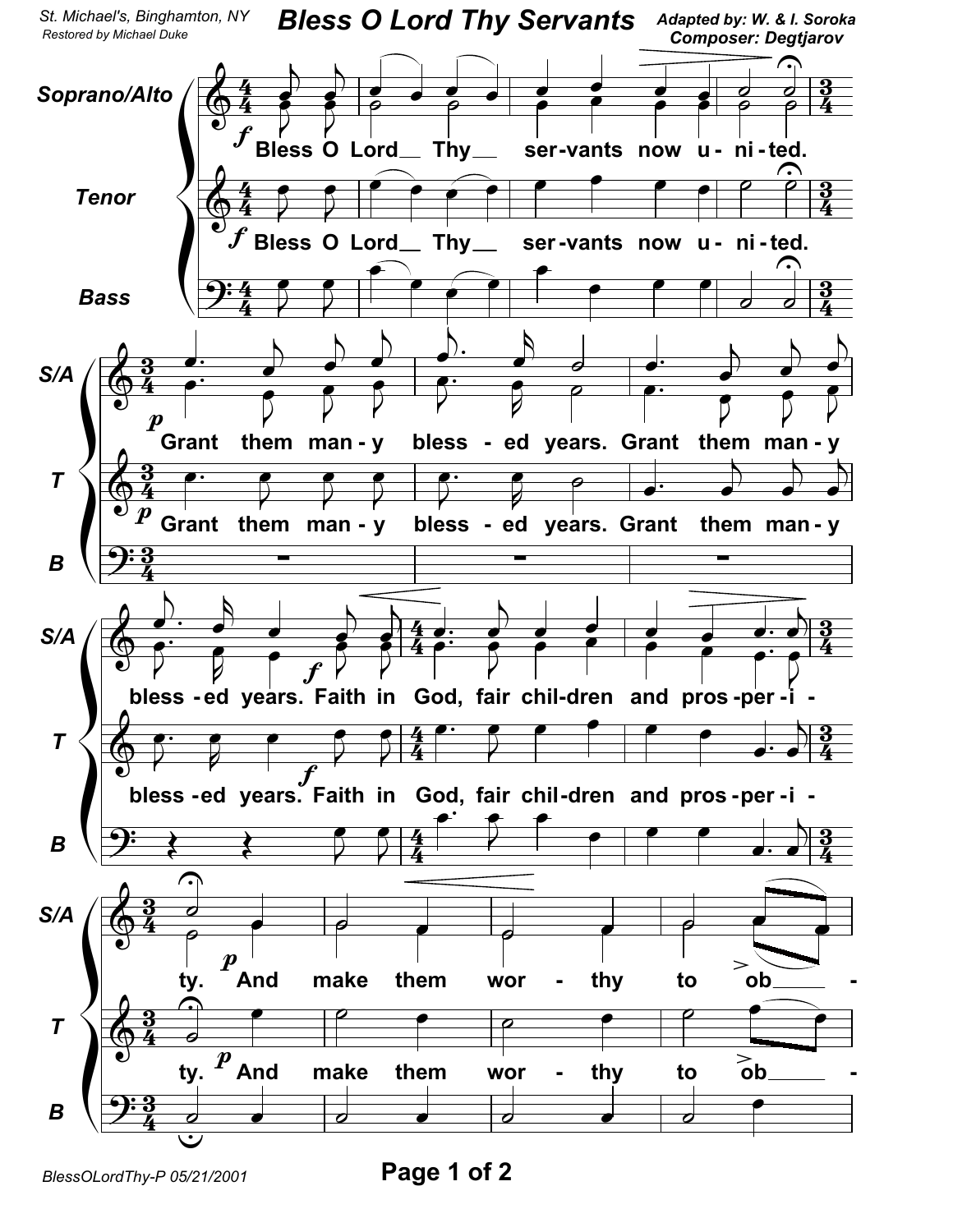St. Michael's, Binghamton, NY
Restored by Michael Duke

# Bless O Lord Thy Servants

Adapted by: W. & I. Soroka
Composer: Degtjarov

Soprano/Alto, Tenor, Bass

Bless O Lord Thy servants now u-ni-ted.

Grant them man-y bless-ed years. Grant them man-y bless-ed years.

Faith in God, fair chil-dren and pros-per-i-ty.

And make them wor-thy to ob-

BlessOLordThy-P 05/21/2001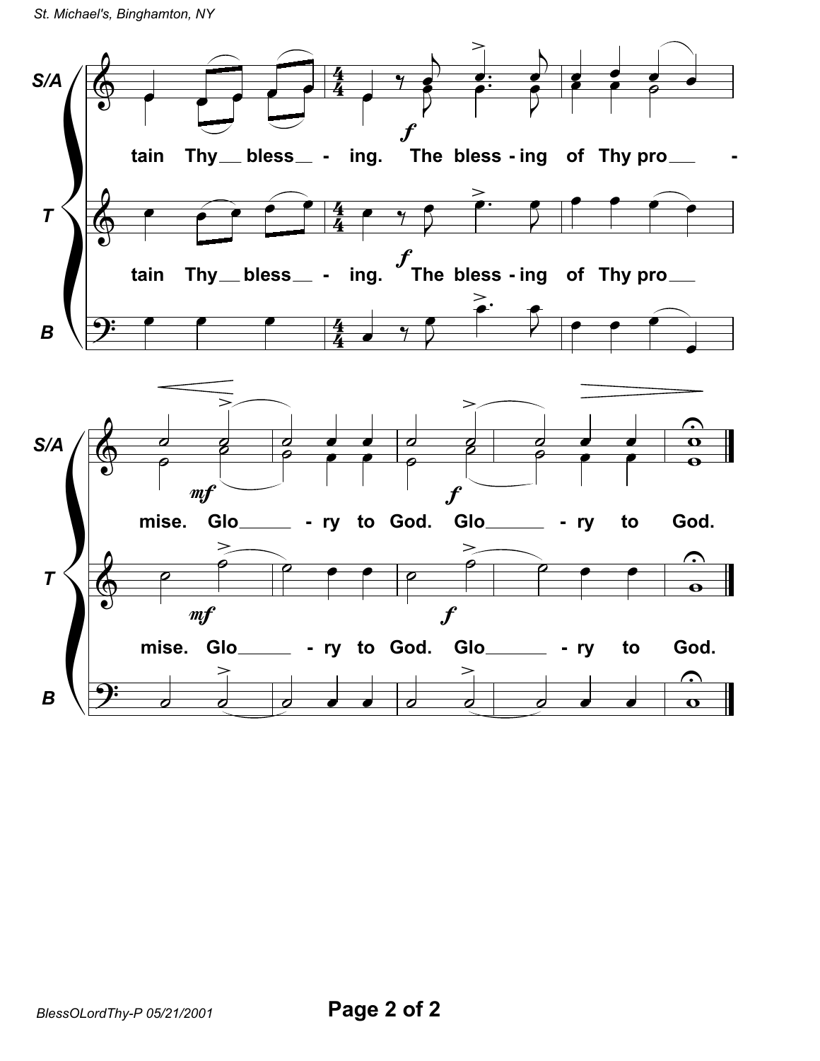tain Thy bless - ing. The bless - ing of Thy pro - mise. Glo - ry to God. Glo - ry to God.